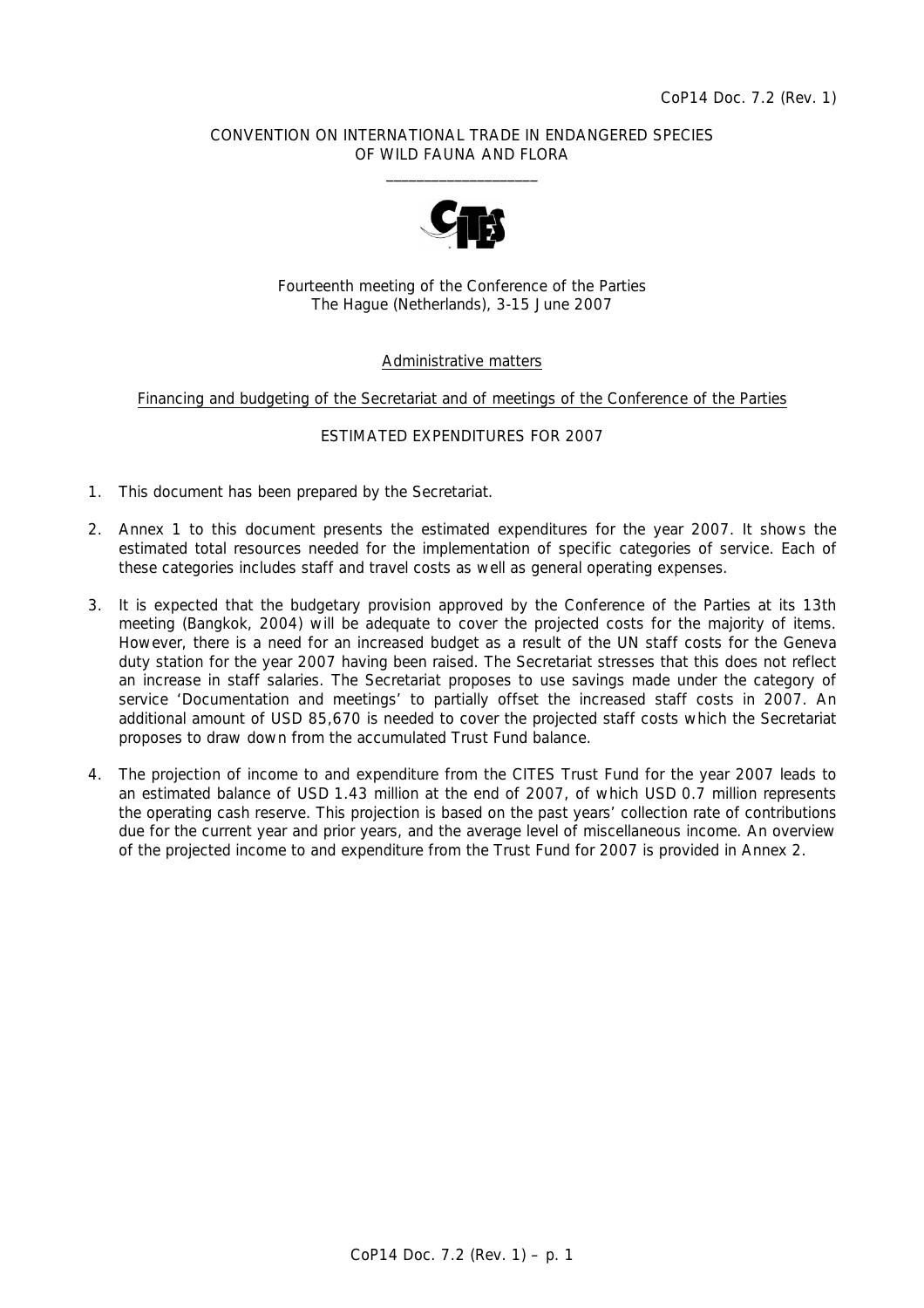CoP14 Doc. 7.2 (Rev. 1)

CONVENTION ON INTERNATIONAL TRADE IN ENDANGERED SPECIES OF WILD FAUNA AND FLORA

\_\_\_\_\_\_\_\_\_\_\_\_\_\_\_\_\_\_\_\_

Fourteenth meeting of the Conference of the Parties
The Hague (Netherlands), 3-15 June 2007

Administrative matters

Financing and budgeting of the Secretariat and of meetings of the Conference of the Parties

ESTIMATED EXPENDITURES FOR 2007

1. This document has been prepared by the Secretariat.

2. Annex 1 to this document presents the estimated expenditures for the year 2007. It shows the estimated total resources needed for the implementation of specific categories of service. Each of these categories includes staff and travel costs as well as general operating expenses.

3. It is expected that the budgetary provision approved by the Conference of the Parties at its 13th meeting (Bangkok, 2004) will be adequate to cover the projected costs for the majority of items. However, there is a need for an increased budget as a result of the UN staff costs for the Geneva duty station for the year 2007 having been raised. The Secretariat stresses that this does not reflect an increase in staff salaries. The Secretariat proposes to use savings made under the category of service 'Documentation and meetings' to partially offset the increased staff costs in 2007. An additional amount of USD 85,670 is needed to cover the projected staff costs which the Secretariat proposes to draw down from the accumulated Trust Fund balance.

4. The projection of income to and expenditure from the CITES Trust Fund for the year 2007 leads to an estimated balance of USD 1.43 million at the end of 2007, of which USD 0.7 million represents the operating cash reserve. This projection is based on the past years' collection rate of contributions due for the current year and prior years, and the average level of miscellaneous income. An overview of the projected income to and expenditure from the Trust Fund for 2007 is provided in Annex 2.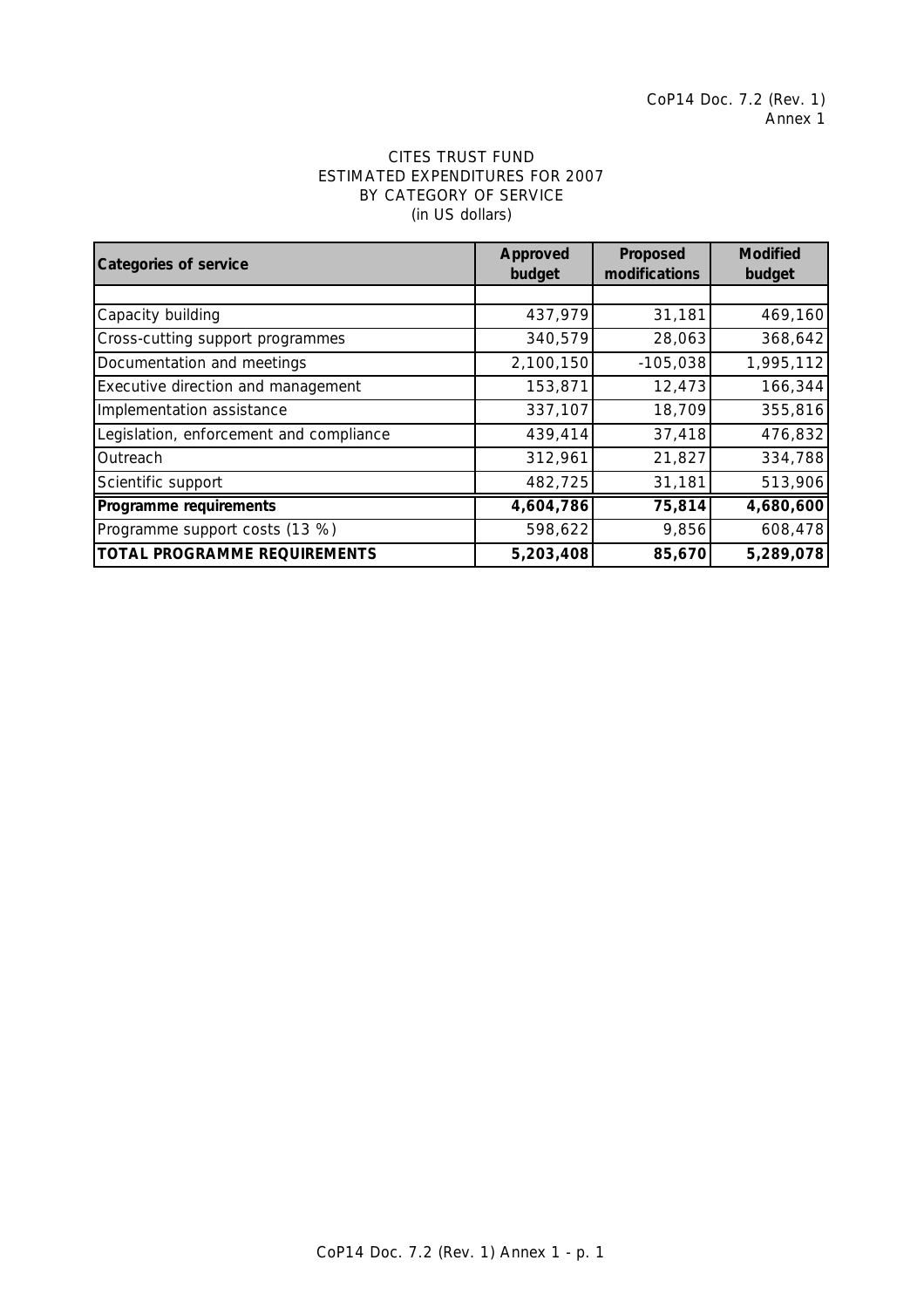CoP14 Doc. 7.2 (Rev. 1)
Annex 1

CITES TRUST FUND
ESTIMATED EXPENDITURES FOR 2007
BY CATEGORY OF SERVICE
(in US dollars)

| Categories of service | Approved budget | Proposed modifications | Modified budget |
|---|---|---|---|
| Capacity building | 437,979 | 31,181 | 469,160 |
| Cross-cutting support programmes | 340,579 | 28,063 | 368,642 |
| Documentation and meetings | 2,100,150 | -105,038 | 1,995,112 |
| Executive direction and management | 153,871 | 12,473 | 166,344 |
| Implementation assistance | 337,107 | 18,709 | 355,816 |
| Legislation, enforcement and compliance | 439,414 | 37,418 | 476,832 |
| Outreach | 312,961 | 21,827 | 334,788 |
| Scientific support | 482,725 | 31,181 | 513,906 |
| **Programme requirements** | **4,604,786** | **75,814** | **4,680,600** |
| Programme support costs (13 %) | 598,622 | 9,856 | 608,478 |
| **TOTAL PROGRAMME REQUIREMENTS** | **5,203,408** | **85,670** | **5,289,078** |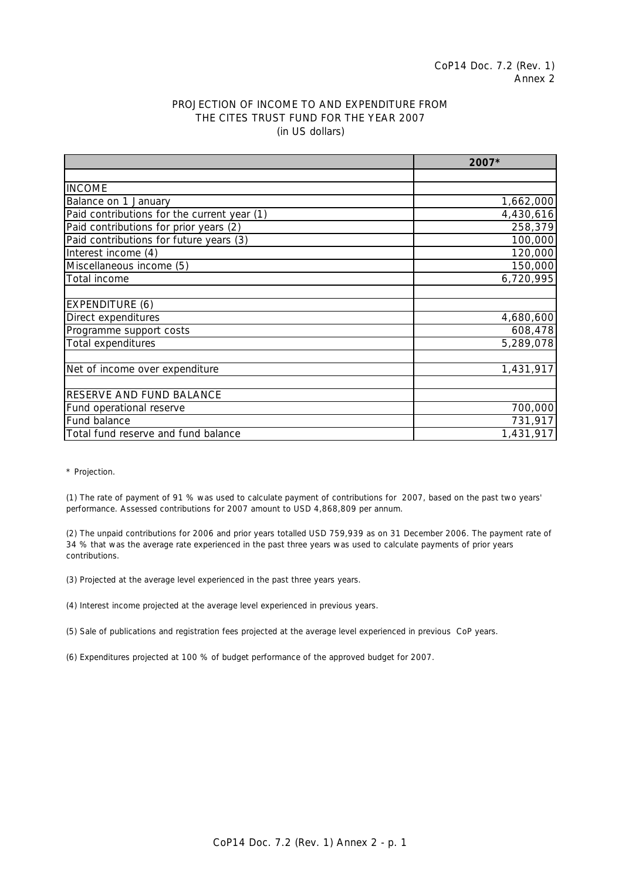CoP14 Doc. 7.2 (Rev. 1)
Annex 2

## PROJECTION OF INCOME TO AND EXPENDITURE FROM THE CITES TRUST FUND FOR THE YEAR 2007
(in US dollars)

| | 2007* |
|---|---:|
| | |
| INCOME | |
| Balance on 1 January | 1,662,000 |
| Paid contributions for the current year (1) | 4,430,616 |
| Paid contributions for prior years (2) | 258,379 |
| Paid contributions for future years (3) | 100,000 |
| Interest income (4) | 120,000 |
| Miscellaneous income (5) | 150,000 |
| Total income | 6,720,995 |
| | |
| EXPENDITURE (6) | |
| Direct expenditures | 4,680,600 |
| Programme support costs | 608,478 |
| Total expenditures | 5,289,078 |
| | |
| Net of income over expenditure | 1,431,917 |
| | |
| RESERVE AND FUND BALANCE | |
| Fund operational reserve | 700,000 |
| Fund balance | 731,917 |
| Total fund reserve and fund balance | 1,431,917 |

\* Projection.

(1) The rate of payment of 91 % was used to calculate payment of contributions for 2007, based on the past two years' performance. Assessed contributions for 2007 amount to USD 4,868,809 per annum.

(2) The unpaid contributions for 2006 and prior years totalled USD 759,939 as on 31 December 2006. The payment rate of 34 % that was the average rate experienced in the past three years was used to calculate payments of prior years contributions.

(3) Projected at the average level experienced in the past three years years.

(4) Interest income projected at the average level experienced in previous years.

(5) Sale of publications and registration fees projected at the average level experienced in previous CoP years.

(6) Expenditures projected at 100 % of budget performance of the approved budget for 2007.